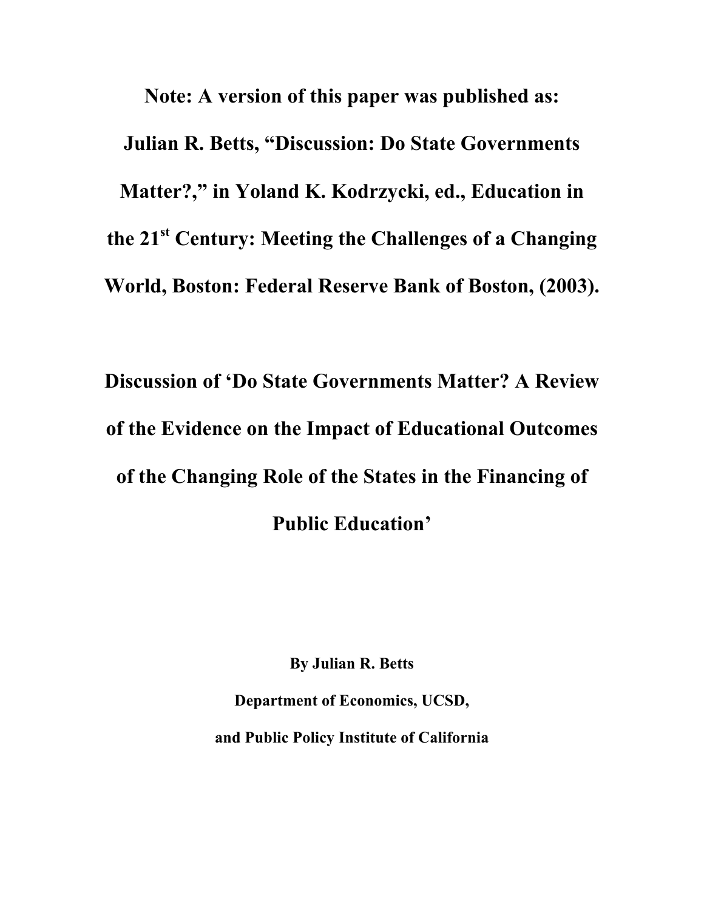**Note: A version of this paper was published as:**

**Julian R. Betts, "Discussion: Do State Governments Matter?," in Yoland K. Kodrzycki, ed., Education in the 21st Century: Meeting the Challenges of a Changing World, Boston: Federal Reserve Bank of Boston, (2003).**

# Discussion of 'Do State Governments Matter? A Review of the Evidence on the Impact of Educational Outcomes of the Changing Role of the States in the Financing of Public Education'

**By Julian R. Betts**

**Department of Economics, UCSD,**

**and Public Policy Institute of California**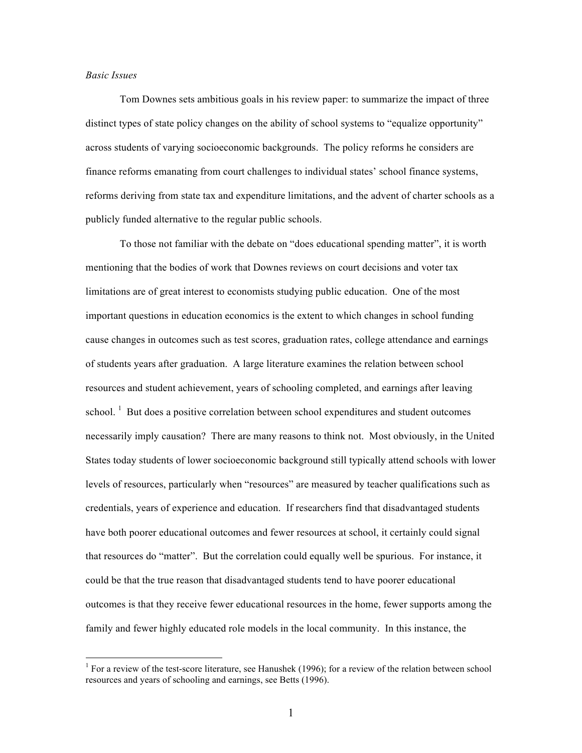*Basic Issues*

Tom Downes sets ambitious goals in his review paper: to summarize the impact of three distinct types of state policy changes on the ability of school systems to "equalize opportunity" across students of varying socioeconomic backgrounds. The policy reforms he considers are finance reforms emanating from court challenges to individual states' school finance systems, reforms deriving from state tax and expenditure limitations, and the advent of charter schools as a publicly funded alternative to the regular public schools.

To those not familiar with the debate on "does educational spending matter", it is worth mentioning that the bodies of work that Downes reviews on court decisions and voter tax limitations are of great interest to economists studying public education. One of the most important questions in education economics is the extent to which changes in school funding cause changes in outcomes such as test scores, graduation rates, college attendance and earnings of students years after graduation. A large literature examines the relation between school resources and student achievement, years of schooling completed, and earnings after leaving school. [1] But does a positive correlation between school expenditures and student outcomes necessarily imply causation? There are many reasons to think not. Most obviously, in the United States today students of lower socioeconomic background still typically attend schools with lower levels of resources, particularly when "resources" are measured by teacher qualifications such as credentials, years of experience and education. If researchers find that disadvantaged students have both poorer educational outcomes and fewer resources at school, it certainly could signal that resources do "matter". But the correlation could equally well be spurious. For instance, it could be that the true reason that disadvantaged students tend to have poorer educational outcomes is that they receive fewer educational resources in the home, fewer supports among the family and fewer highly educated role models in the local community. In this instance, the

[1] For a review of the test-score literature, see Hanushek (1996); for a review of the relation between school resources and years of schooling and earnings, see Betts (1996).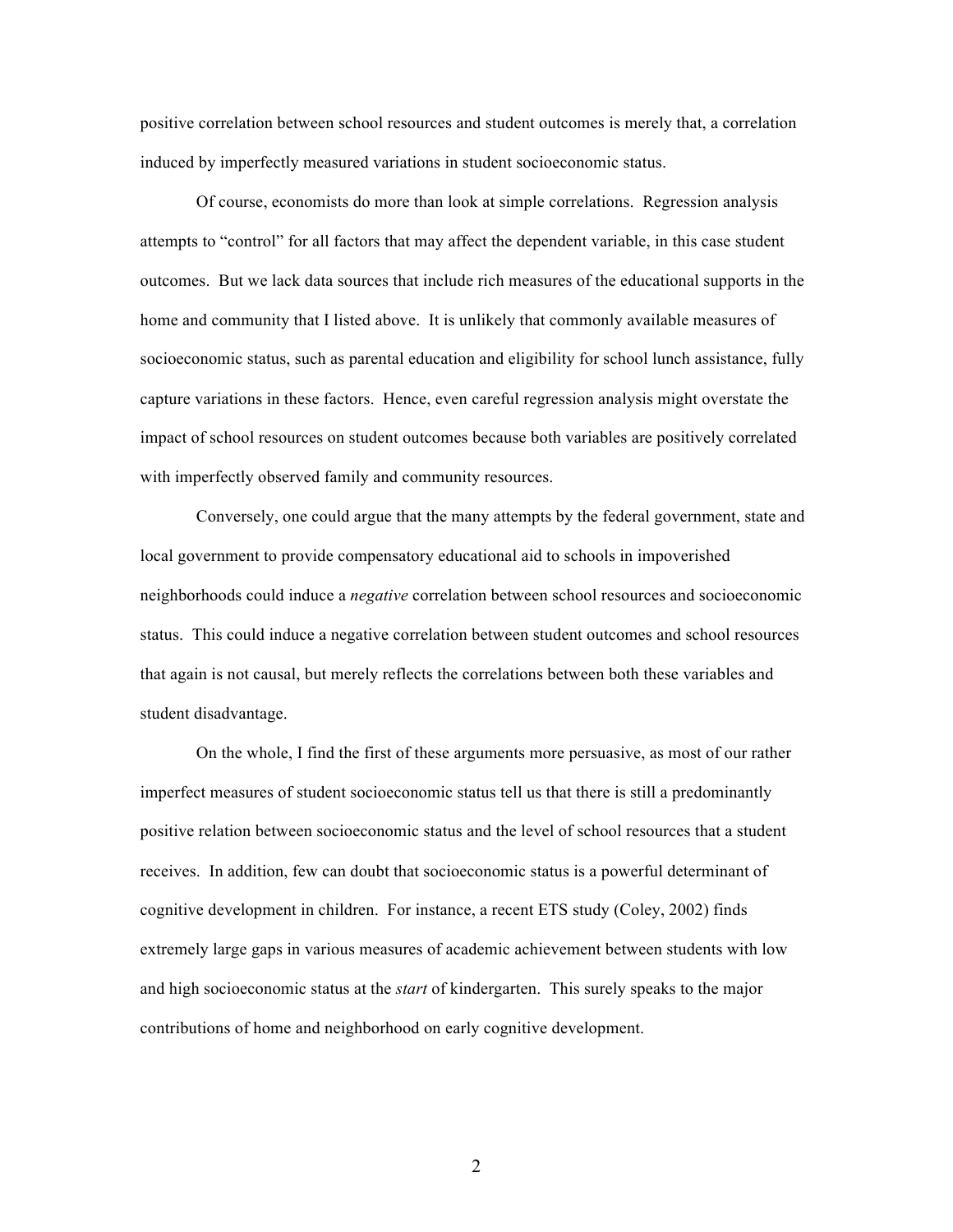positive correlation between school resources and student outcomes is merely that, a correlation induced by imperfectly measured variations in student socioeconomic status.

Of course, economists do more than look at simple correlations. Regression analysis attempts to "control" for all factors that may affect the dependent variable, in this case student outcomes. But we lack data sources that include rich measures of the educational supports in the home and community that I listed above. It is unlikely that commonly available measures of socioeconomic status, such as parental education and eligibility for school lunch assistance, fully capture variations in these factors. Hence, even careful regression analysis might overstate the impact of school resources on student outcomes because both variables are positively correlated with imperfectly observed family and community resources.

Conversely, one could argue that the many attempts by the federal government, state and local government to provide compensatory educational aid to schools in impoverished neighborhoods could induce a *negative* correlation between school resources and socioeconomic status. This could induce a negative correlation between student outcomes and school resources that again is not causal, but merely reflects the correlations between both these variables and student disadvantage.

On the whole, I find the first of these arguments more persuasive, as most of our rather imperfect measures of student socioeconomic status tell us that there is still a predominantly positive relation between socioeconomic status and the level of school resources that a student receives. In addition, few can doubt that socioeconomic status is a powerful determinant of cognitive development in children. For instance, a recent ETS study (Coley, 2002) finds extremely large gaps in various measures of academic achievement between students with low and high socioeconomic status at the *start* of kindergarten. This surely speaks to the major contributions of home and neighborhood on early cognitive development.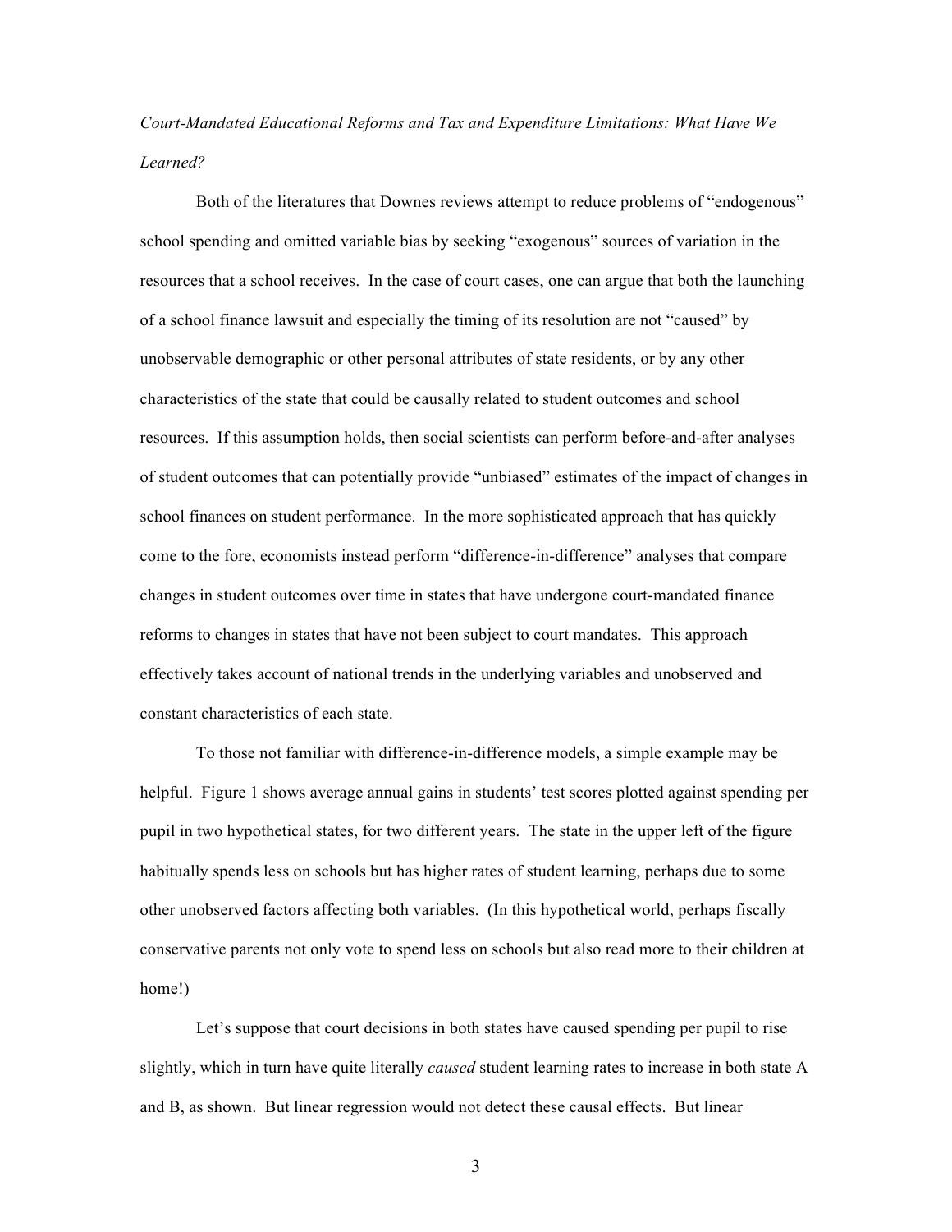*Court-Mandated Educational Reforms and Tax and Expenditure Limitations: What Have We Learned?*

Both of the literatures that Downes reviews attempt to reduce problems of "endogenous" school spending and omitted variable bias by seeking "exogenous" sources of variation in the resources that a school receives. In the case of court cases, one can argue that both the launching of a school finance lawsuit and especially the timing of its resolution are not "caused" by unobservable demographic or other personal attributes of state residents, or by any other characteristics of the state that could be causally related to student outcomes and school resources. If this assumption holds, then social scientists can perform before-and-after analyses of student outcomes that can potentially provide "unbiased" estimates of the impact of changes in school finances on student performance. In the more sophisticated approach that has quickly come to the fore, economists instead perform "difference-in-difference" analyses that compare changes in student outcomes over time in states that have undergone court-mandated finance reforms to changes in states that have not been subject to court mandates. This approach effectively takes account of national trends in the underlying variables and unobserved and constant characteristics of each state.

To those not familiar with difference-in-difference models, a simple example may be helpful. Figure 1 shows average annual gains in students' test scores plotted against spending per pupil in two hypothetical states, for two different years. The state in the upper left of the figure habitually spends less on schools but has higher rates of student learning, perhaps due to some other unobserved factors affecting both variables. (In this hypothetical world, perhaps fiscally conservative parents not only vote to spend less on schools but also read more to their children at home!)

Let's suppose that court decisions in both states have caused spending per pupil to rise slightly, which in turn have quite literally *caused* student learning rates to increase in both state A and B, as shown. But linear regression would not detect these causal effects. But linear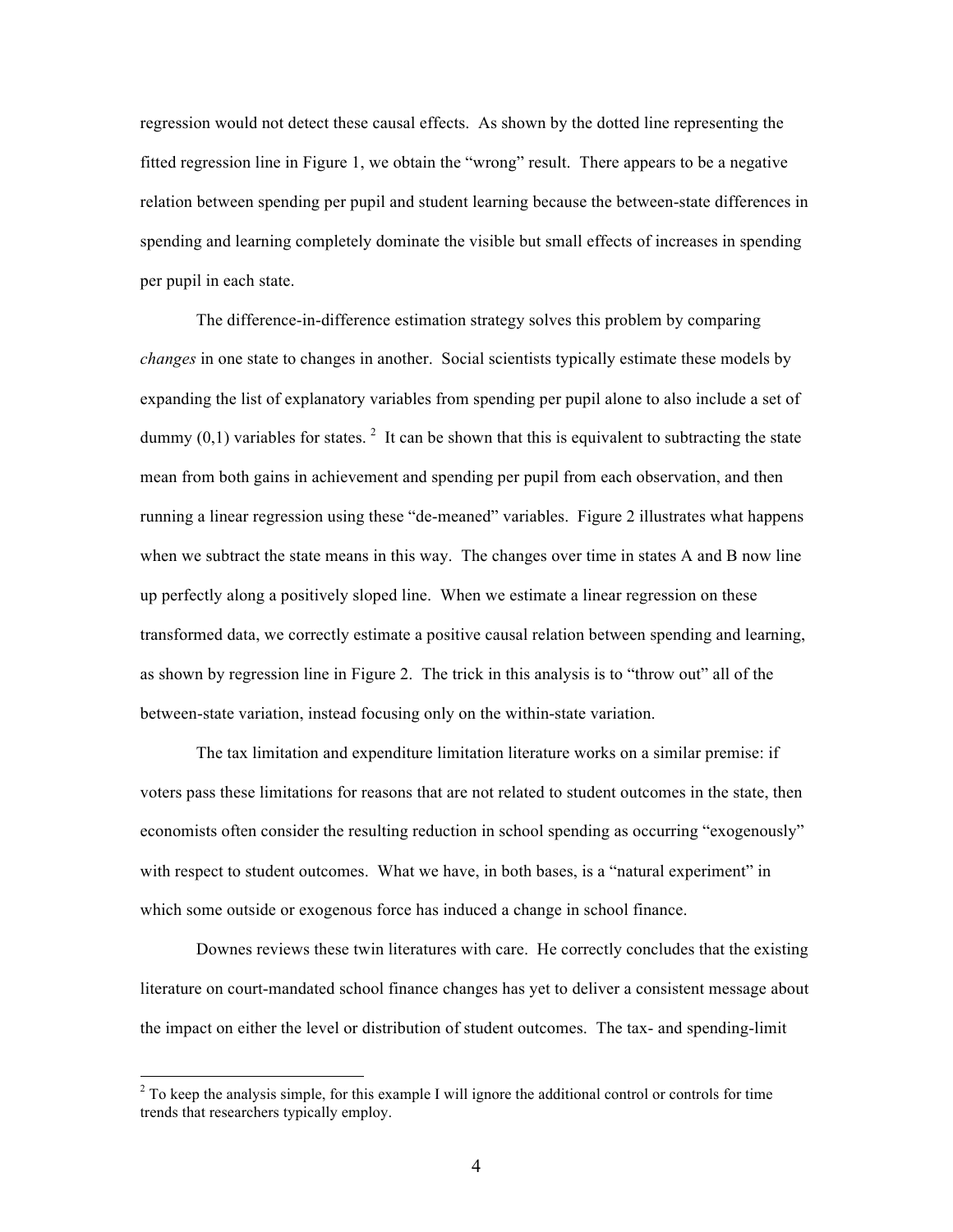regression would not detect these causal effects. As shown by the dotted line representing the fitted regression line in Figure 1, we obtain the "wrong" result. There appears to be a negative relation between spending per pupil and student learning because the between-state differences in spending and learning completely dominate the visible but small effects of increases in spending per pupil in each state.

The difference-in-difference estimation strategy solves this problem by comparing *changes* in one state to changes in another. Social scientists typically estimate these models by expanding the list of explanatory variables from spending per pupil alone to also include a set of dummy (0,1) variables for states. [2] It can be shown that this is equivalent to subtracting the state mean from both gains in achievement and spending per pupil from each observation, and then running a linear regression using these "de-meaned" variables. Figure 2 illustrates what happens when we subtract the state means in this way. The changes over time in states A and B now line up perfectly along a positively sloped line. When we estimate a linear regression on these transformed data, we correctly estimate a positive causal relation between spending and learning, as shown by regression line in Figure 2. The trick in this analysis is to "throw out" all of the between-state variation, instead focusing only on the within-state variation.

The tax limitation and expenditure limitation literature works on a similar premise: if voters pass these limitations for reasons that are not related to student outcomes in the state, then economists often consider the resulting reduction in school spending as occurring "exogenously" with respect to student outcomes. What we have, in both bases, is a "natural experiment" in which some outside or exogenous force has induced a change in school finance.

Downes reviews these twin literatures with care. He correctly concludes that the existing literature on court-mandated school finance changes has yet to deliver a consistent message about the impact on either the level or distribution of student outcomes. The tax- and spending-limit

[2] To keep the analysis simple, for this example I will ignore the additional control or controls for time trends that researchers typically employ.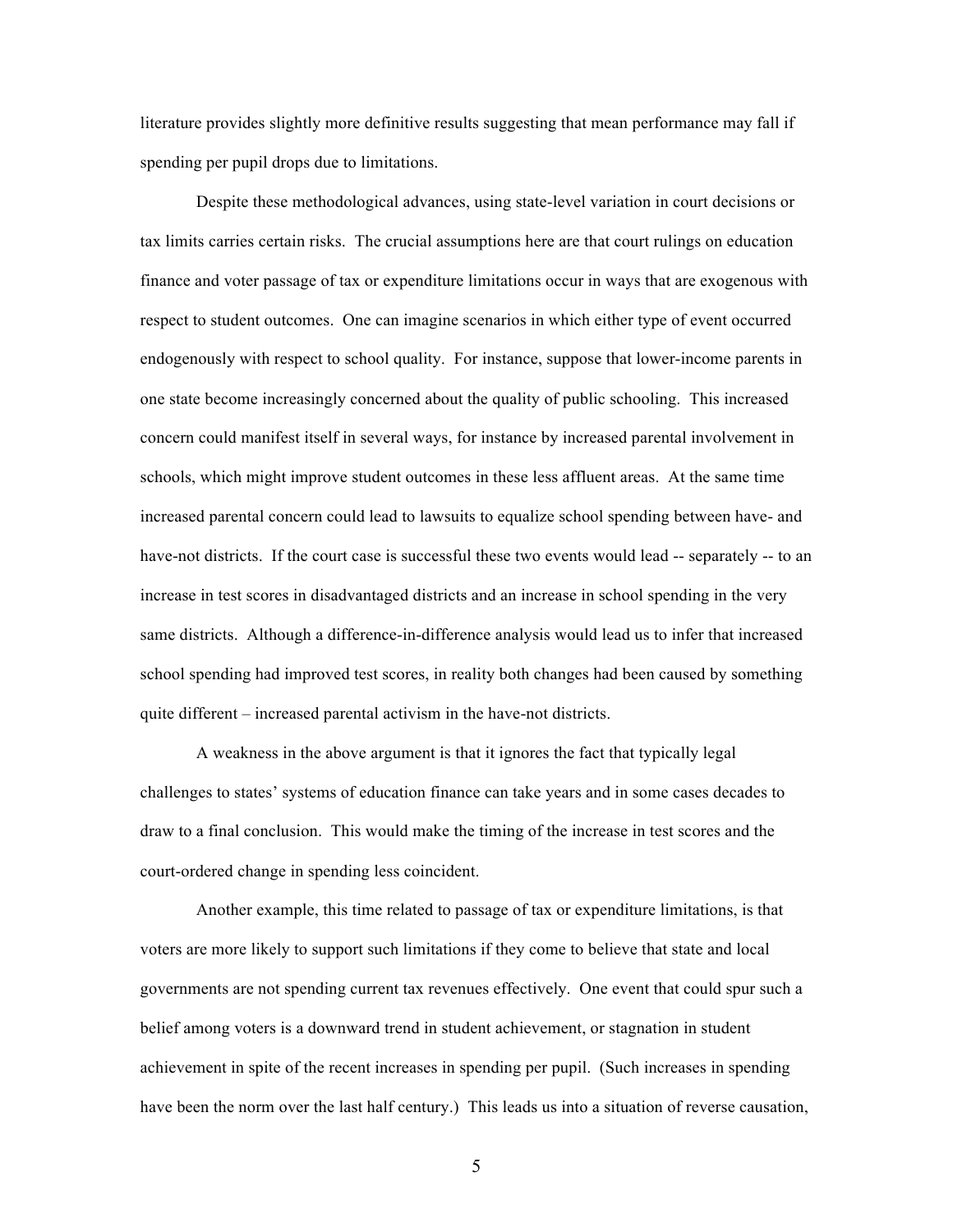literature provides slightly more definitive results suggesting that mean performance may fall if spending per pupil drops due to limitations.

Despite these methodological advances, using state-level variation in court decisions or tax limits carries certain risks. The crucial assumptions here are that court rulings on education finance and voter passage of tax or expenditure limitations occur in ways that are exogenous with respect to student outcomes. One can imagine scenarios in which either type of event occurred endogenously with respect to school quality. For instance, suppose that lower-income parents in one state become increasingly concerned about the quality of public schooling. This increased concern could manifest itself in several ways, for instance by increased parental involvement in schools, which might improve student outcomes in these less affluent areas. At the same time increased parental concern could lead to lawsuits to equalize school spending between have- and have-not districts. If the court case is successful these two events would lead -- separately -- to an increase in test scores in disadvantaged districts and an increase in school spending in the very same districts. Although a difference-in-difference analysis would lead us to infer that increased school spending had improved test scores, in reality both changes had been caused by something quite different – increased parental activism in the have-not districts.

A weakness in the above argument is that it ignores the fact that typically legal challenges to states' systems of education finance can take years and in some cases decades to draw to a final conclusion. This would make the timing of the increase in test scores and the court-ordered change in spending less coincident.

Another example, this time related to passage of tax or expenditure limitations, is that voters are more likely to support such limitations if they come to believe that state and local governments are not spending current tax revenues effectively. One event that could spur such a belief among voters is a downward trend in student achievement, or stagnation in student achievement in spite of the recent increases in spending per pupil. (Such increases in spending have been the norm over the last half century.) This leads us into a situation of reverse causation,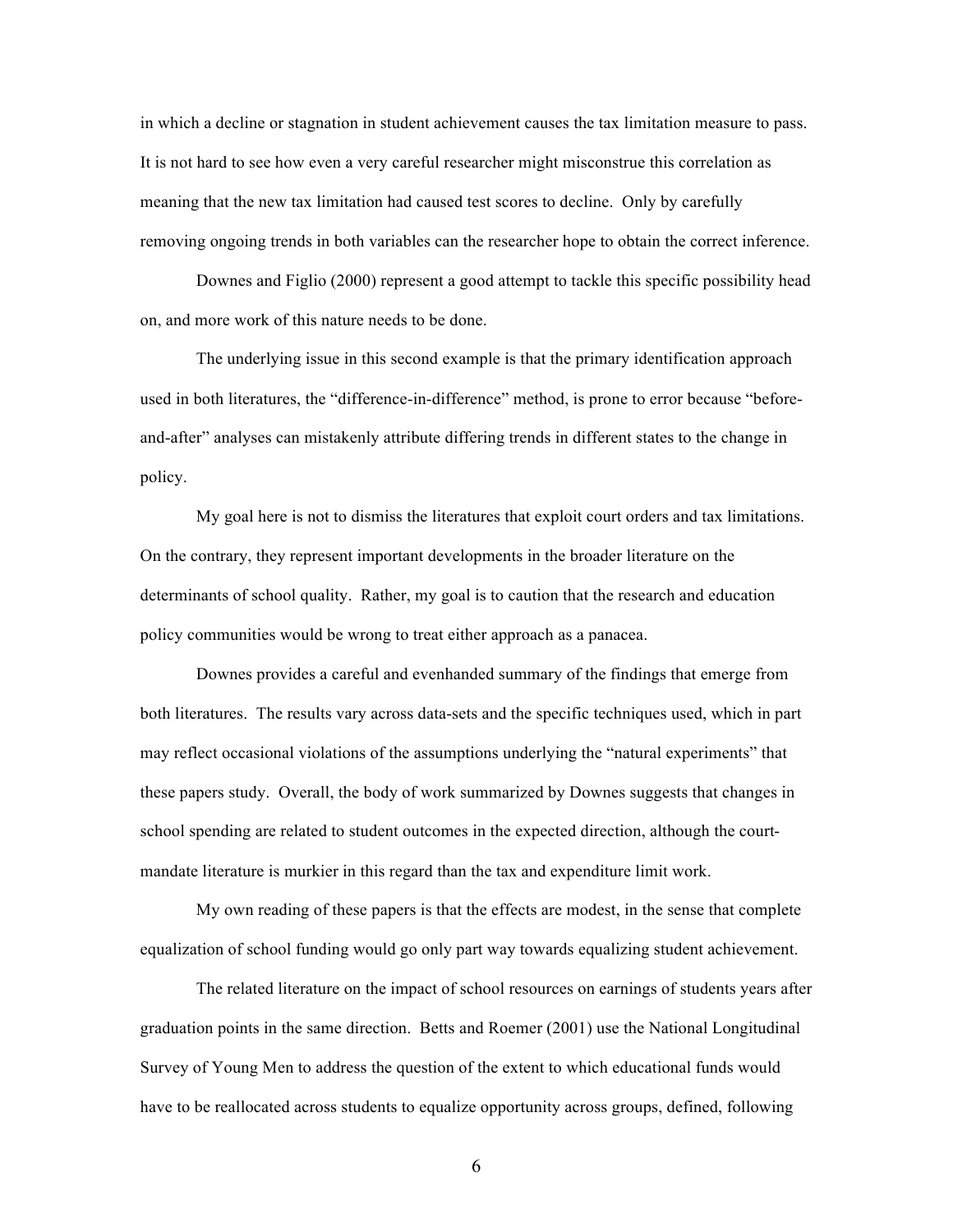in which a decline or stagnation in student achievement causes the tax limitation measure to pass. It is not hard to see how even a very careful researcher might misconstrue this correlation as meaning that the new tax limitation had caused test scores to decline. Only by carefully removing ongoing trends in both variables can the researcher hope to obtain the correct inference.

Downes and Figlio (2000) represent a good attempt to tackle this specific possibility head on, and more work of this nature needs to be done.

The underlying issue in this second example is that the primary identification approach used in both literatures, the "difference-in-difference" method, is prone to error because "before-and-after" analyses can mistakenly attribute differing trends in different states to the change in policy.

My goal here is not to dismiss the literatures that exploit court orders and tax limitations. On the contrary, they represent important developments in the broader literature on the determinants of school quality. Rather, my goal is to caution that the research and education policy communities would be wrong to treat either approach as a panacea.

Downes provides a careful and evenhanded summary of the findings that emerge from both literatures. The results vary across data-sets and the specific techniques used, which in part may reflect occasional violations of the assumptions underlying the "natural experiments" that these papers study. Overall, the body of work summarized by Downes suggests that changes in school spending are related to student outcomes in the expected direction, although the court-mandate literature is murkier in this regard than the tax and expenditure limit work.

My own reading of these papers is that the effects are modest, in the sense that complete equalization of school funding would go only part way towards equalizing student achievement.

The related literature on the impact of school resources on earnings of students years after graduation points in the same direction. Betts and Roemer (2001) use the National Longitudinal Survey of Young Men to address the question of the extent to which educational funds would have to be reallocated across students to equalize opportunity across groups, defined, following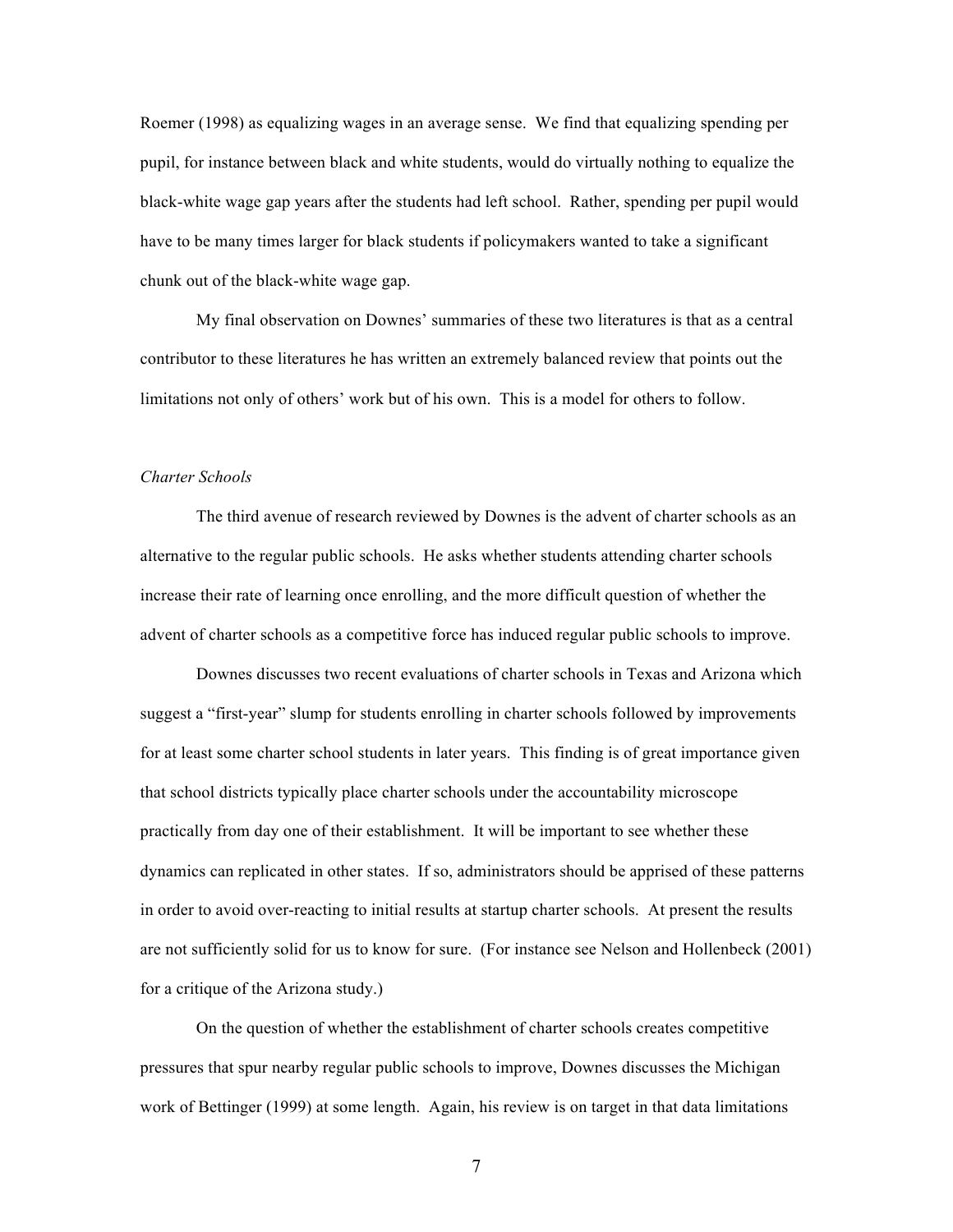Roemer (1998) as equalizing wages in an average sense. We find that equalizing spending per pupil, for instance between black and white students, would do virtually nothing to equalize the black-white wage gap years after the students had left school. Rather, spending per pupil would have to be many times larger for black students if policymakers wanted to take a significant chunk out of the black-white wage gap.

My final observation on Downes' summaries of these two literatures is that as a central contributor to these literatures he has written an extremely balanced review that points out the limitations not only of others' work but of his own. This is a model for others to follow.

### *Charter Schools*

The third avenue of research reviewed by Downes is the advent of charter schools as an alternative to the regular public schools. He asks whether students attending charter schools increase their rate of learning once enrolling, and the more difficult question of whether the advent of charter schools as a competitive force has induced regular public schools to improve.

Downes discusses two recent evaluations of charter schools in Texas and Arizona which suggest a "first-year" slump for students enrolling in charter schools followed by improvements for at least some charter school students in later years. This finding is of great importance given that school districts typically place charter schools under the accountability microscope practically from day one of their establishment. It will be important to see whether these dynamics can replicated in other states. If so, administrators should be apprised of these patterns in order to avoid over-reacting to initial results at startup charter schools. At present the results are not sufficiently solid for us to know for sure. (For instance see Nelson and Hollenbeck (2001) for a critique of the Arizona study.)

On the question of whether the establishment of charter schools creates competitive pressures that spur nearby regular public schools to improve, Downes discusses the Michigan work of Bettinger (1999) at some length. Again, his review is on target in that data limitations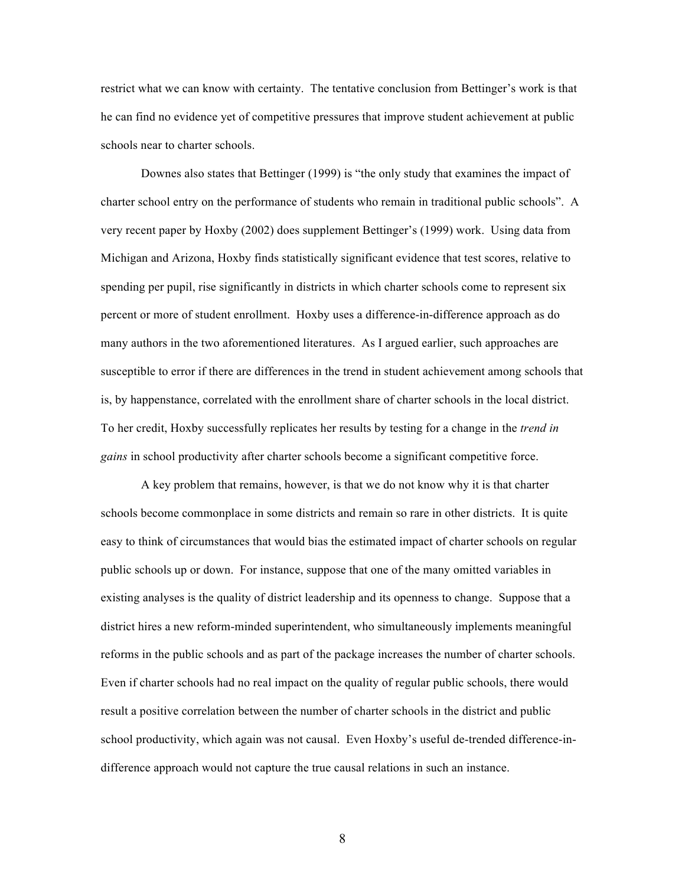restrict what we can know with certainty. The tentative conclusion from Bettinger's work is that he can find no evidence yet of competitive pressures that improve student achievement at public schools near to charter schools.

Downes also states that Bettinger (1999) is "the only study that examines the impact of charter school entry on the performance of students who remain in traditional public schools". A very recent paper by Hoxby (2002) does supplement Bettinger's (1999) work. Using data from Michigan and Arizona, Hoxby finds statistically significant evidence that test scores, relative to spending per pupil, rise significantly in districts in which charter schools come to represent six percent or more of student enrollment. Hoxby uses a difference-in-difference approach as do many authors in the two aforementioned literatures. As I argued earlier, such approaches are susceptible to error if there are differences in the trend in student achievement among schools that is, by happenstance, correlated with the enrollment share of charter schools in the local district. To her credit, Hoxby successfully replicates her results by testing for a change in the *trend in gains* in school productivity after charter schools become a significant competitive force.

A key problem that remains, however, is that we do not know why it is that charter schools become commonplace in some districts and remain so rare in other districts. It is quite easy to think of circumstances that would bias the estimated impact of charter schools on regular public schools up or down. For instance, suppose that one of the many omitted variables in existing analyses is the quality of district leadership and its openness to change. Suppose that a district hires a new reform-minded superintendent, who simultaneously implements meaningful reforms in the public schools and as part of the package increases the number of charter schools. Even if charter schools had no real impact on the quality of regular public schools, there would result a positive correlation between the number of charter schools in the district and public school productivity, which again was not causal. Even Hoxby's useful de-trended difference-in-difference approach would not capture the true causal relations in such an instance.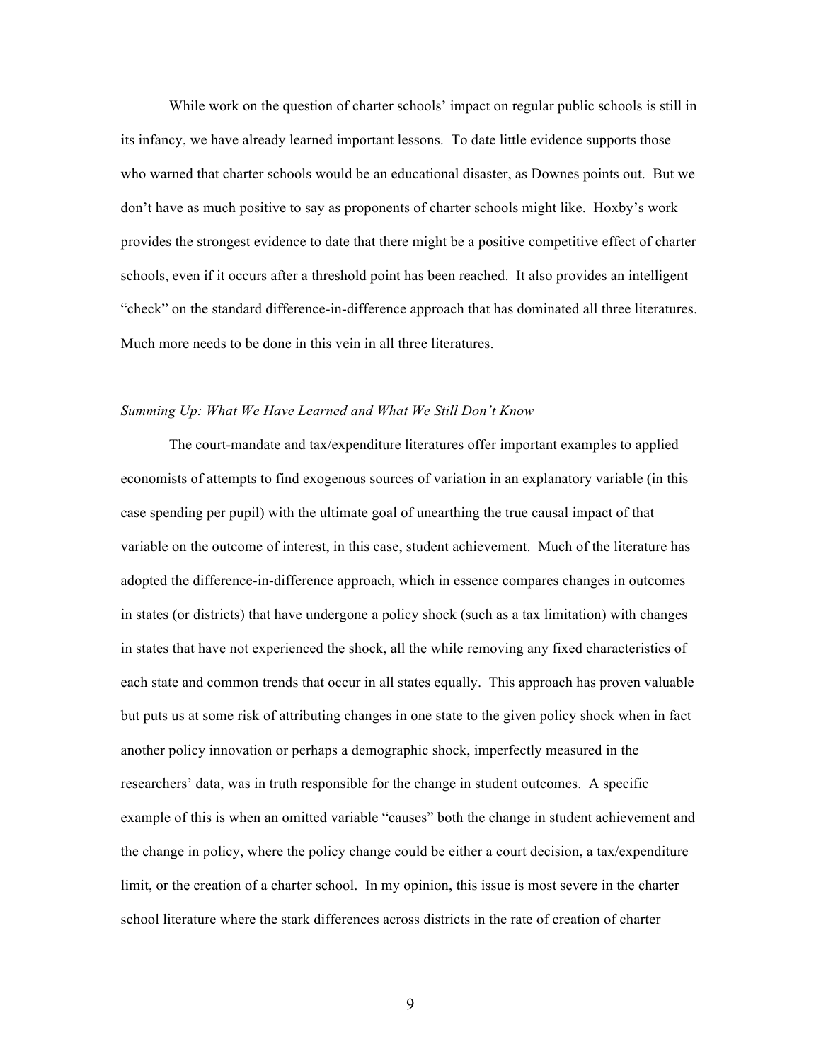While work on the question of charter schools' impact on regular public schools is still in its infancy, we have already learned important lessons. To date little evidence supports those who warned that charter schools would be an educational disaster, as Downes points out. But we don't have as much positive to say as proponents of charter schools might like. Hoxby's work provides the strongest evidence to date that there might be a positive competitive effect of charter schools, even if it occurs after a threshold point has been reached. It also provides an intelligent "check" on the standard difference-in-difference approach that has dominated all three literatures. Much more needs to be done in this vein in all three literatures.

### *Summing Up: What We Have Learned and What We Still Don't Know*

The court-mandate and tax/expenditure literatures offer important examples to applied economists of attempts to find exogenous sources of variation in an explanatory variable (in this case spending per pupil) with the ultimate goal of unearthing the true causal impact of that variable on the outcome of interest, in this case, student achievement. Much of the literature has adopted the difference-in-difference approach, which in essence compares changes in outcomes in states (or districts) that have undergone a policy shock (such as a tax limitation) with changes in states that have not experienced the shock, all the while removing any fixed characteristics of each state and common trends that occur in all states equally. This approach has proven valuable but puts us at some risk of attributing changes in one state to the given policy shock when in fact another policy innovation or perhaps a demographic shock, imperfectly measured in the researchers' data, was in truth responsible for the change in student outcomes. A specific example of this is when an omitted variable "causes" both the change in student achievement and the change in policy, where the policy change could be either a court decision, a tax/expenditure limit, or the creation of a charter school. In my opinion, this issue is most severe in the charter school literature where the stark differences across districts in the rate of creation of charter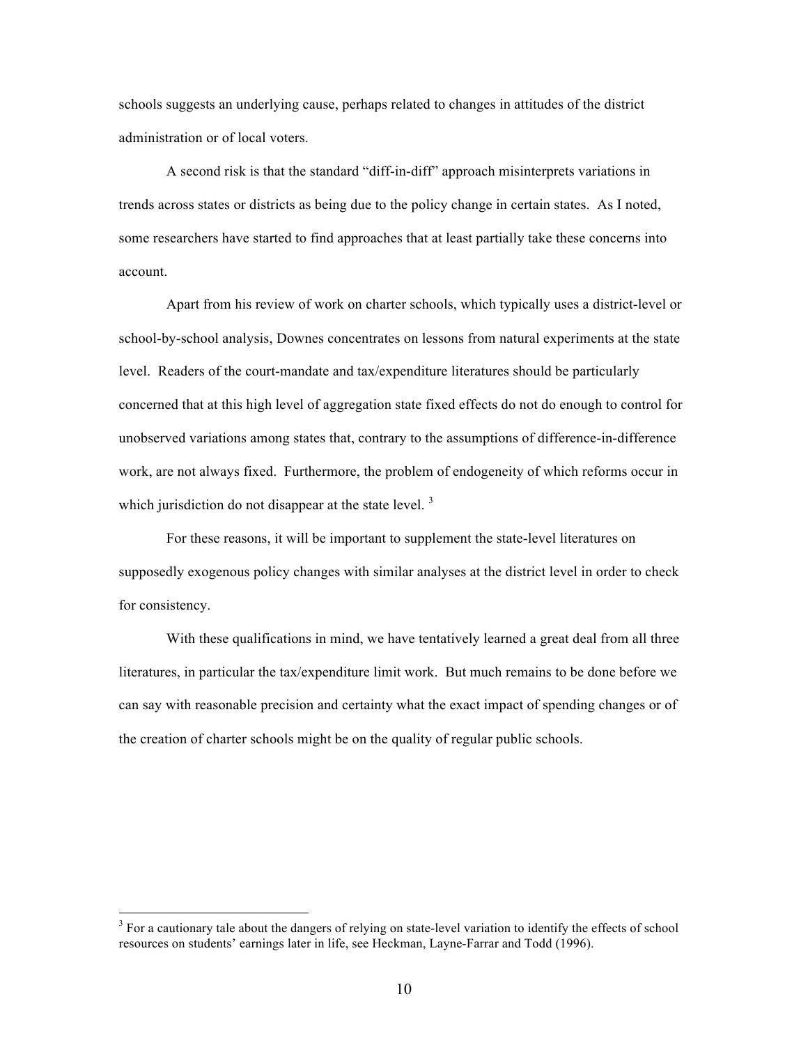schools suggests an underlying cause, perhaps related to changes in attitudes of the district administration or of local voters.

A second risk is that the standard "diff-in-diff" approach misinterprets variations in trends across states or districts as being due to the policy change in certain states. As I noted, some researchers have started to find approaches that at least partially take these concerns into account.

Apart from his review of work on charter schools, which typically uses a district-level or school-by-school analysis, Downes concentrates on lessons from natural experiments at the state level. Readers of the court-mandate and tax/expenditure literatures should be particularly concerned that at this high level of aggregation state fixed effects do not do enough to control for unobserved variations among states that, contrary to the assumptions of difference-in-difference work, are not always fixed. Furthermore, the problem of endogeneity of which reforms occur in which jurisdiction do not disappear at the state level. [3]

For these reasons, it will be important to supplement the state-level literatures on supposedly exogenous policy changes with similar analyses at the district level in order to check for consistency.

With these qualifications in mind, we have tentatively learned a great deal from all three literatures, in particular the tax/expenditure limit work. But much remains to be done before we can say with reasonable precision and certainty what the exact impact of spending changes or of the creation of charter schools might be on the quality of regular public schools.

---

[3] For a cautionary tale about the dangers of relying on state-level variation to identify the effects of school resources on students' earnings later in life, see Heckman, Layne-Farrar and Todd (1996).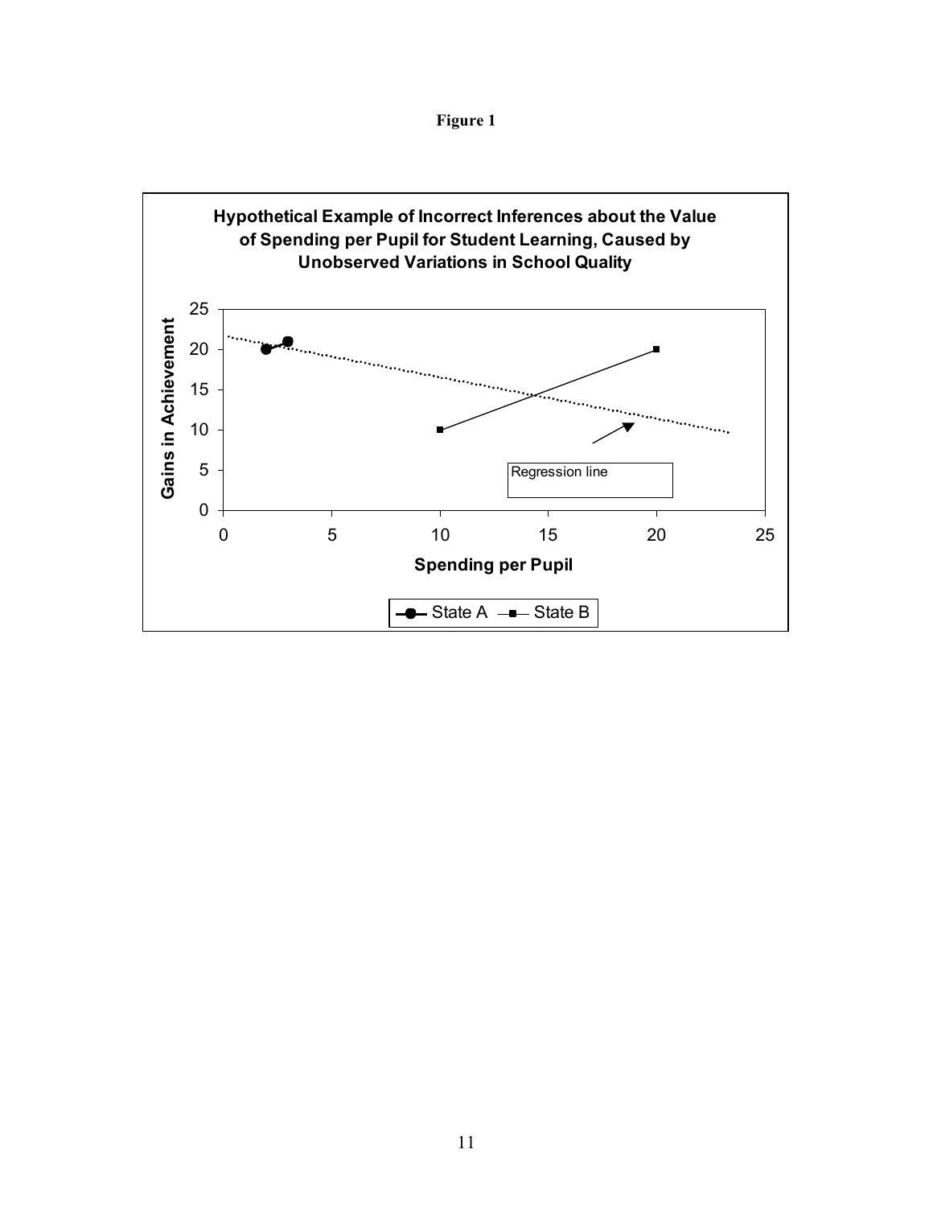**Figure 1**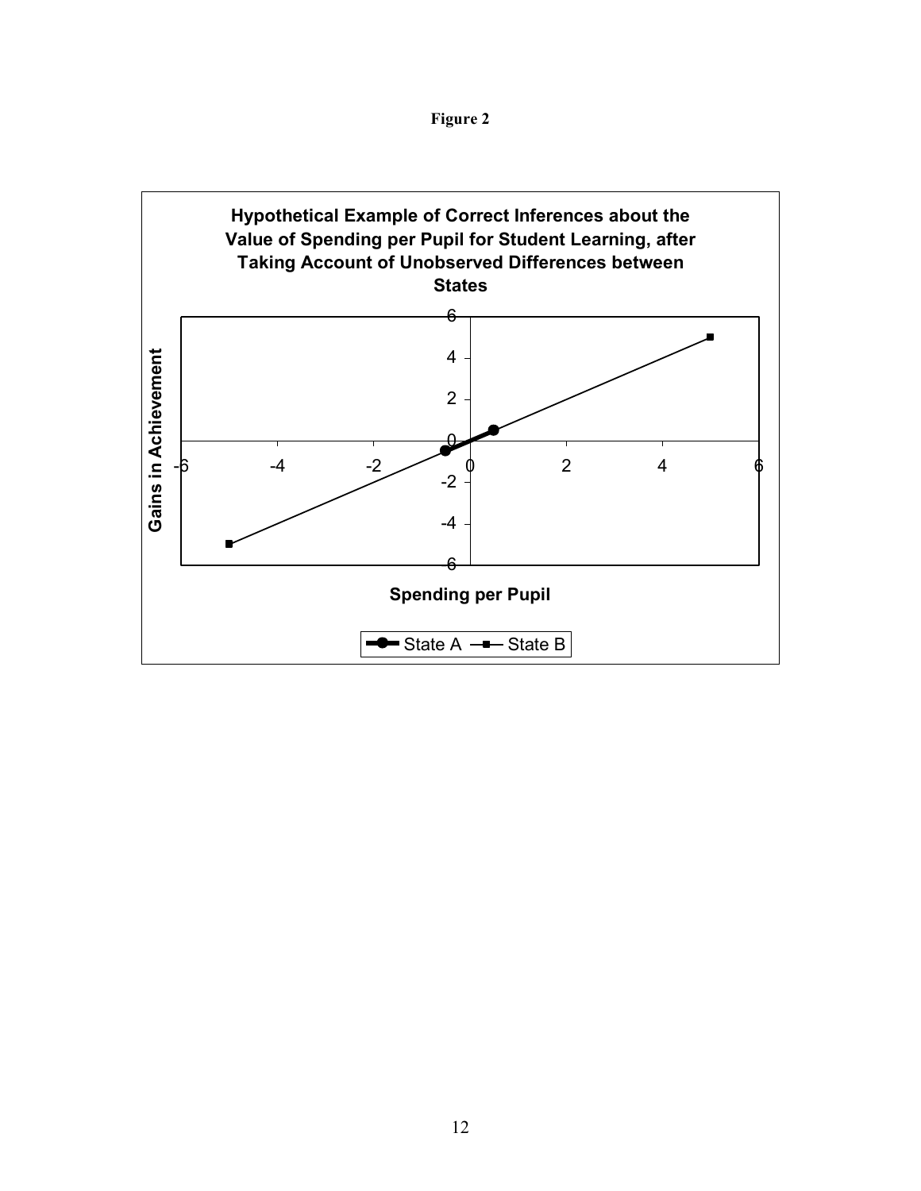**Figure 2**

**Hypothetical Example of Correct Inferences about the Value of Spending per Pupil for Student Learning, after Taking Account of Unobserved Differences between States**

Gains in Achievement

Spending per Pupil

State A — State B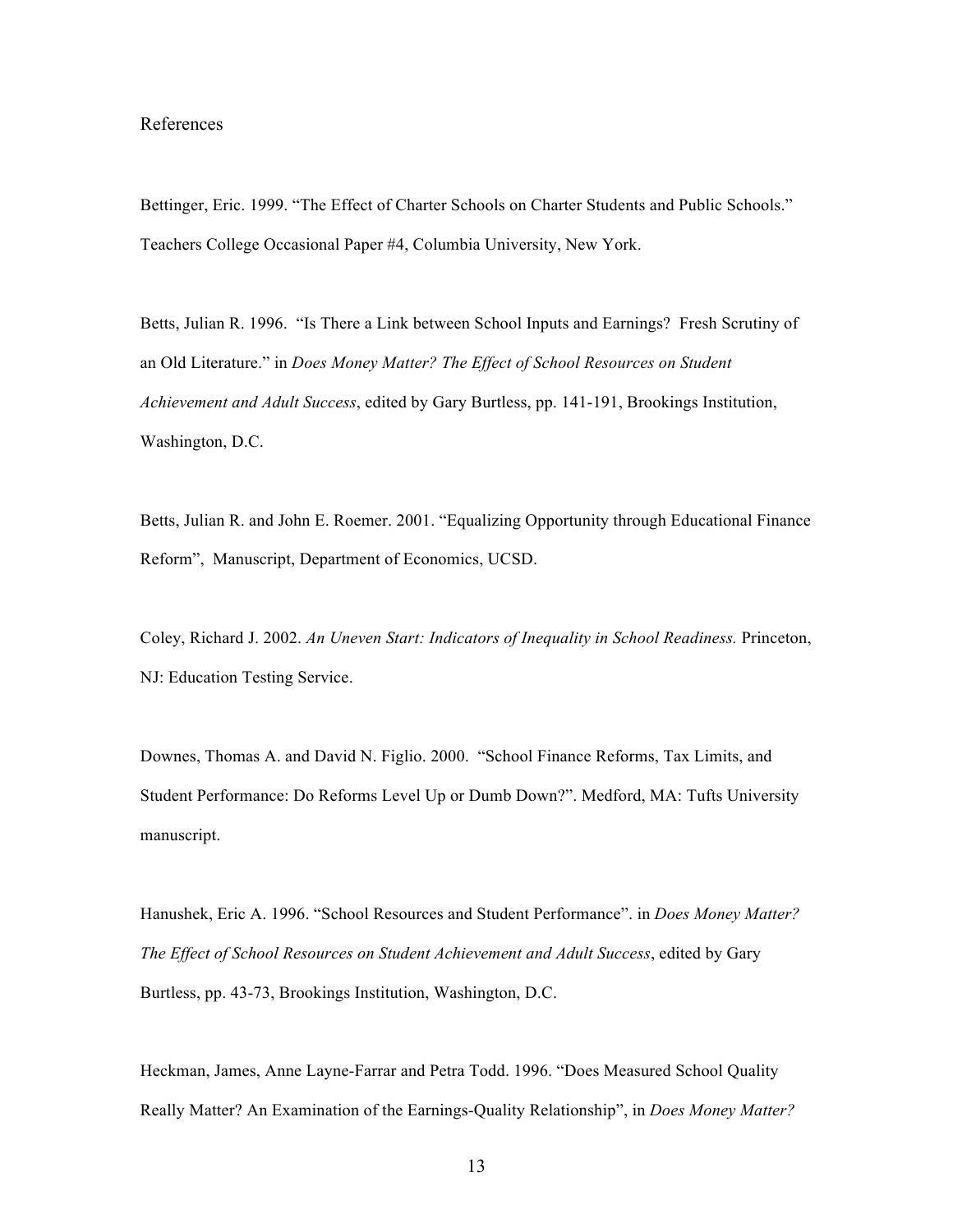## References

Bettinger, Eric. 1999. "The Effect of Charter Schools on Charter Students and Public Schools." Teachers College Occasional Paper #4, Columbia University, New York.

Betts, Julian R. 1996. "Is There a Link between School Inputs and Earnings? Fresh Scrutiny of an Old Literature." in *Does Money Matter? The Effect of School Resources on Student Achievement and Adult Success*, edited by Gary Burtless, pp. 141-191, Brookings Institution, Washington, D.C.

Betts, Julian R. and John E. Roemer. 2001. "Equalizing Opportunity through Educational Finance Reform", Manuscript, Department of Economics, UCSD.

Coley, Richard J. 2002. *An Uneven Start: Indicators of Inequality in School Readiness.* Princeton, NJ: Education Testing Service.

Downes, Thomas A. and David N. Figlio. 2000. "School Finance Reforms, Tax Limits, and Student Performance: Do Reforms Level Up or Dumb Down?". Medford, MA: Tufts University manuscript.

Hanushek, Eric A. 1996. "School Resources and Student Performance". in *Does Money Matter? The Effect of School Resources on Student Achievement and Adult Success*, edited by Gary Burtless, pp. 43-73, Brookings Institution, Washington, D.C.

Heckman, James, Anne Layne-Farrar and Petra Todd. 1996. "Does Measured School Quality Really Matter? An Examination of the Earnings-Quality Relationship", in *Does Money Matter?*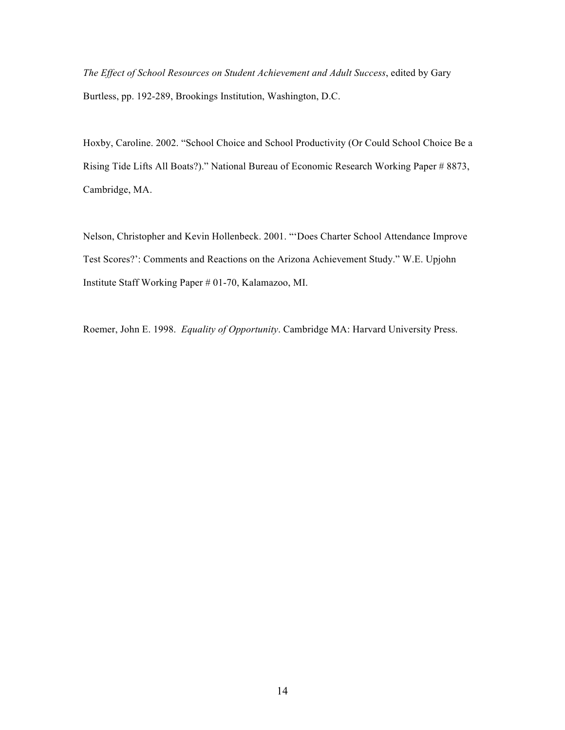*The Effect of School Resources on Student Achievement and Adult Success*, edited by Gary Burtless, pp. 192-289, Brookings Institution, Washington, D.C.

Hoxby, Caroline. 2002. "School Choice and School Productivity (Or Could School Choice Be a Rising Tide Lifts All Boats?)." National Bureau of Economic Research Working Paper # 8873, Cambridge, MA.

Nelson, Christopher and Kevin Hollenbeck. 2001. "'Does Charter School Attendance Improve Test Scores?': Comments and Reactions on the Arizona Achievement Study." W.E. Upjohn Institute Staff Working Paper # 01-70, Kalamazoo, MI.

Roemer, John E. 1998. *Equality of Opportunity*. Cambridge MA: Harvard University Press.